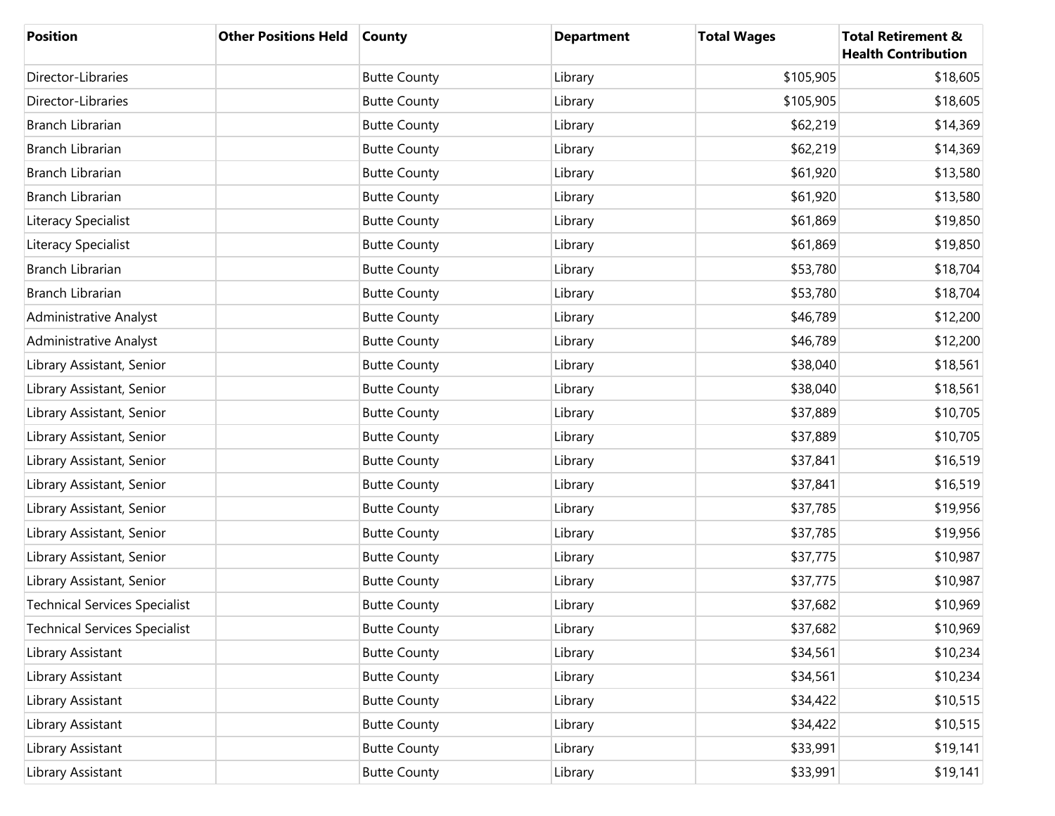| Position | Other Positions Held | County | Department | Total Wages | Total Retirement & Health Contribution |
|---|---|---|---|---|---|
| Director-Libraries | | Butte County | Library | $105,905 | $18,605 |
| Director-Libraries | | Butte County | Library | $105,905 | $18,605 |
| Branch Librarian | | Butte County | Library | $62,219 | $14,369 |
| Branch Librarian | | Butte County | Library | $62,219 | $14,369 |
| Branch Librarian | | Butte County | Library | $61,920 | $13,580 |
| Branch Librarian | | Butte County | Library | $61,920 | $13,580 |
| Literacy Specialist | | Butte County | Library | $61,869 | $19,850 |
| Literacy Specialist | | Butte County | Library | $61,869 | $19,850 |
| Branch Librarian | | Butte County | Library | $53,780 | $18,704 |
| Branch Librarian | | Butte County | Library | $53,780 | $18,704 |
| Administrative Analyst | | Butte County | Library | $46,789 | $12,200 |
| Administrative Analyst | | Butte County | Library | $46,789 | $12,200 |
| Library Assistant, Senior | | Butte County | Library | $38,040 | $18,561 |
| Library Assistant, Senior | | Butte County | Library | $38,040 | $18,561 |
| Library Assistant, Senior | | Butte County | Library | $37,889 | $10,705 |
| Library Assistant, Senior | | Butte County | Library | $37,889 | $10,705 |
| Library Assistant, Senior | | Butte County | Library | $37,841 | $16,519 |
| Library Assistant, Senior | | Butte County | Library | $37,841 | $16,519 |
| Library Assistant, Senior | | Butte County | Library | $37,785 | $19,956 |
| Library Assistant, Senior | | Butte County | Library | $37,785 | $19,956 |
| Library Assistant, Senior | | Butte County | Library | $37,775 | $10,987 |
| Library Assistant, Senior | | Butte County | Library | $37,775 | $10,987 |
| Technical Services Specialist | | Butte County | Library | $37,682 | $10,969 |
| Technical Services Specialist | | Butte County | Library | $37,682 | $10,969 |
| Library Assistant | | Butte County | Library | $34,561 | $10,234 |
| Library Assistant | | Butte County | Library | $34,561 | $10,234 |
| Library Assistant | | Butte County | Library | $34,422 | $10,515 |
| Library Assistant | | Butte County | Library | $34,422 | $10,515 |
| Library Assistant | | Butte County | Library | $33,991 | $19,141 |
| Library Assistant | | Butte County | Library | $33,991 | $19,141 |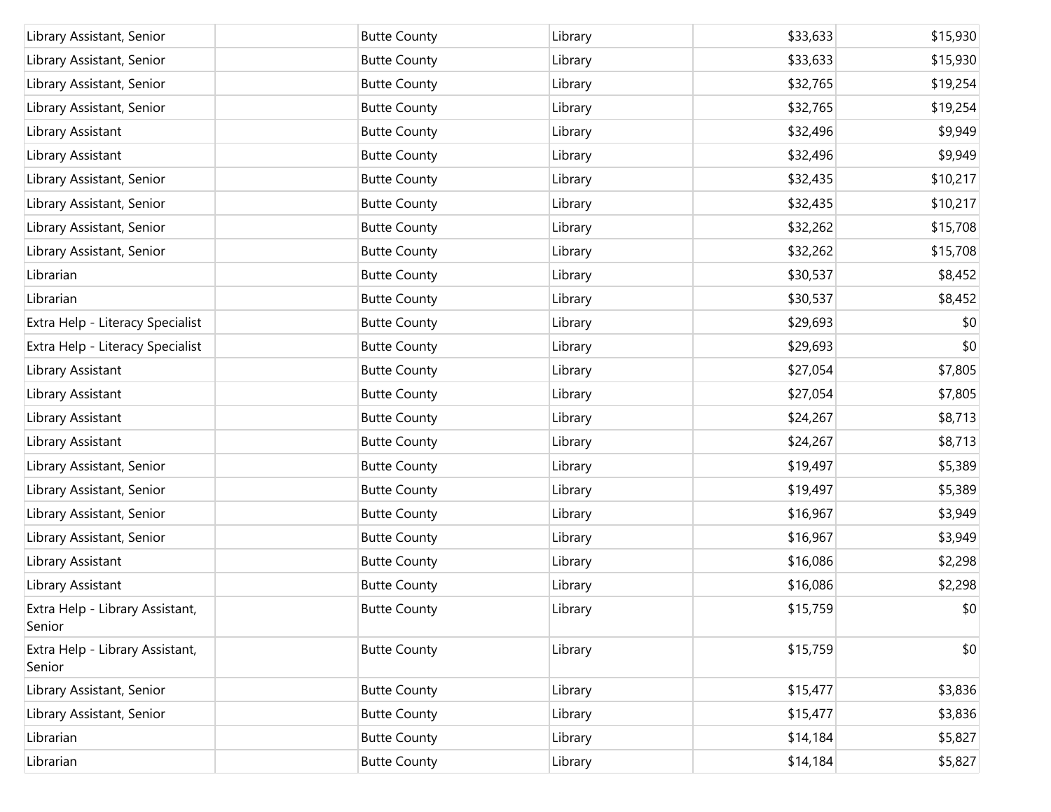| | | | | | |
|---|---|---|---|---|---|
| Library Assistant, Senior | | Butte County | Library | $33,633 | $15,930 |
| Library Assistant, Senior | | Butte County | Library | $33,633 | $15,930 |
| Library Assistant, Senior | | Butte County | Library | $32,765 | $19,254 |
| Library Assistant, Senior | | Butte County | Library | $32,765 | $19,254 |
| Library Assistant | | Butte County | Library | $32,496 | $9,949 |
| Library Assistant | | Butte County | Library | $32,496 | $9,949 |
| Library Assistant, Senior | | Butte County | Library | $32,435 | $10,217 |
| Library Assistant, Senior | | Butte County | Library | $32,435 | $10,217 |
| Library Assistant, Senior | | Butte County | Library | $32,262 | $15,708 |
| Library Assistant, Senior | | Butte County | Library | $32,262 | $15,708 |
| Librarian | | Butte County | Library | $30,537 | $8,452 |
| Librarian | | Butte County | Library | $30,537 | $8,452 |
| Extra Help - Literacy Specialist | | Butte County | Library | $29,693 | $0 |
| Extra Help - Literacy Specialist | | Butte County | Library | $29,693 | $0 |
| Library Assistant | | Butte County | Library | $27,054 | $7,805 |
| Library Assistant | | Butte County | Library | $27,054 | $7,805 |
| Library Assistant | | Butte County | Library | $24,267 | $8,713 |
| Library Assistant | | Butte County | Library | $24,267 | $8,713 |
| Library Assistant, Senior | | Butte County | Library | $19,497 | $5,389 |
| Library Assistant, Senior | | Butte County | Library | $19,497 | $5,389 |
| Library Assistant, Senior | | Butte County | Library | $16,967 | $3,949 |
| Library Assistant, Senior | | Butte County | Library | $16,967 | $3,949 |
| Library Assistant | | Butte County | Library | $16,086 | $2,298 |
| Library Assistant | | Butte County | Library | $16,086 | $2,298 |
| Extra Help - Library Assistant, Senior | | Butte County | Library | $15,759 | $0 |
| Extra Help - Library Assistant, Senior | | Butte County | Library | $15,759 | $0 |
| Library Assistant, Senior | | Butte County | Library | $15,477 | $3,836 |
| Library Assistant, Senior | | Butte County | Library | $15,477 | $3,836 |
| Librarian | | Butte County | Library | $14,184 | $5,827 |
| Librarian | | Butte County | Library | $14,184 | $5,827 |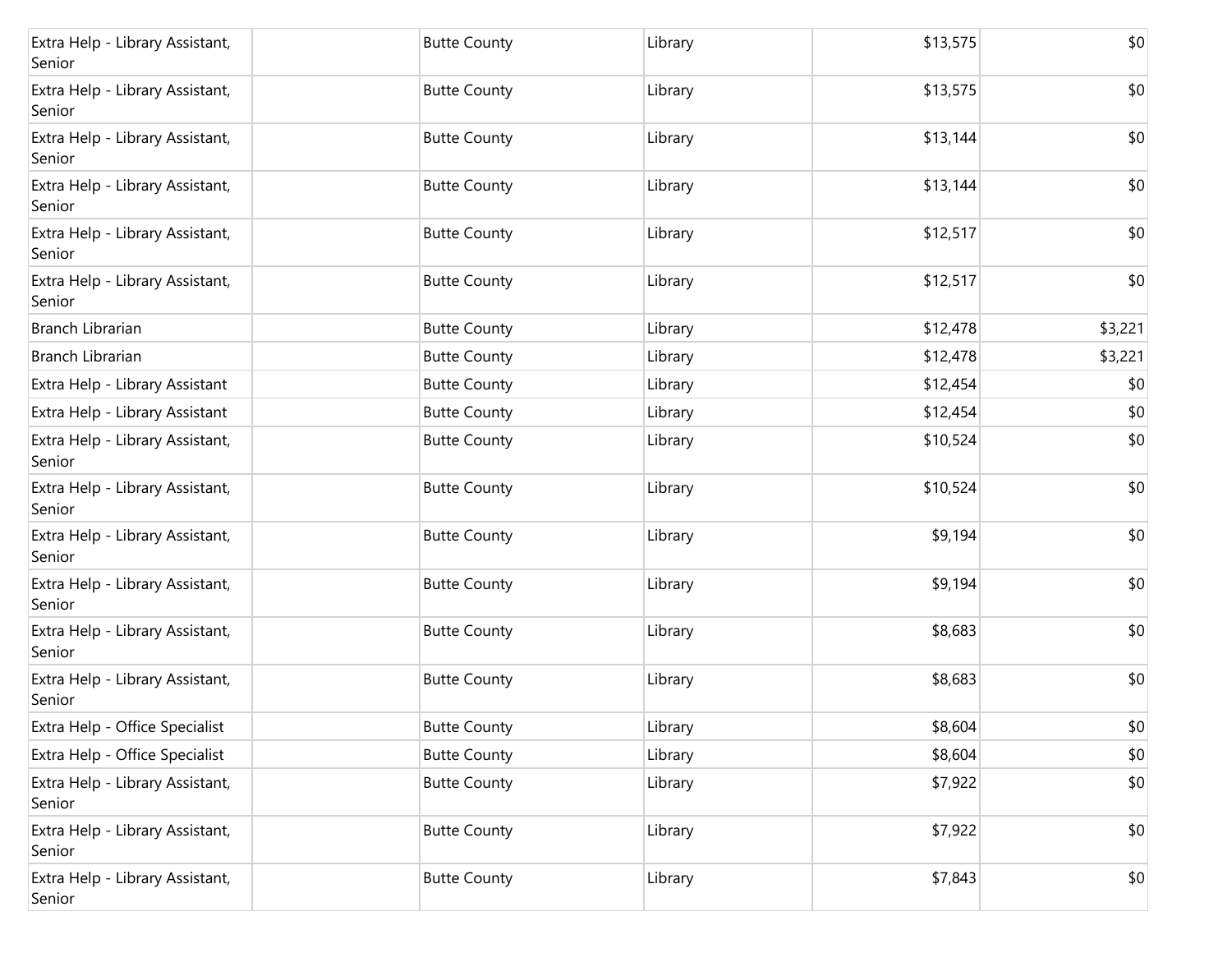| | | | | | |
|---|---|---|---|---|---|
| Extra Help - Library Assistant, Senior | | Butte County | Library | $13,575 | $0 |
| Extra Help - Library Assistant, Senior | | Butte County | Library | $13,575 | $0 |
| Extra Help - Library Assistant, Senior | | Butte County | Library | $13,144 | $0 |
| Extra Help - Library Assistant, Senior | | Butte County | Library | $13,144 | $0 |
| Extra Help - Library Assistant, Senior | | Butte County | Library | $12,517 | $0 |
| Extra Help - Library Assistant, Senior | | Butte County | Library | $12,517 | $0 |
| Branch Librarian | | Butte County | Library | $12,478 | $3,221 |
| Branch Librarian | | Butte County | Library | $12,478 | $3,221 |
| Extra Help - Library Assistant | | Butte County | Library | $12,454 | $0 |
| Extra Help - Library Assistant | | Butte County | Library | $12,454 | $0 |
| Extra Help - Library Assistant, Senior | | Butte County | Library | $10,524 | $0 |
| Extra Help - Library Assistant, Senior | | Butte County | Library | $10,524 | $0 |
| Extra Help - Library Assistant, Senior | | Butte County | Library | $9,194 | $0 |
| Extra Help - Library Assistant, Senior | | Butte County | Library | $9,194 | $0 |
| Extra Help - Library Assistant, Senior | | Butte County | Library | $8,683 | $0 |
| Extra Help - Library Assistant, Senior | | Butte County | Library | $8,683 | $0 |
| Extra Help - Office Specialist | | Butte County | Library | $8,604 | $0 |
| Extra Help - Office Specialist | | Butte County | Library | $8,604 | $0 |
| Extra Help - Library Assistant, Senior | | Butte County | Library | $7,922 | $0 |
| Extra Help - Library Assistant, Senior | | Butte County | Library | $7,922 | $0 |
| Extra Help - Library Assistant, Senior | | Butte County | Library | $7,843 | $0 |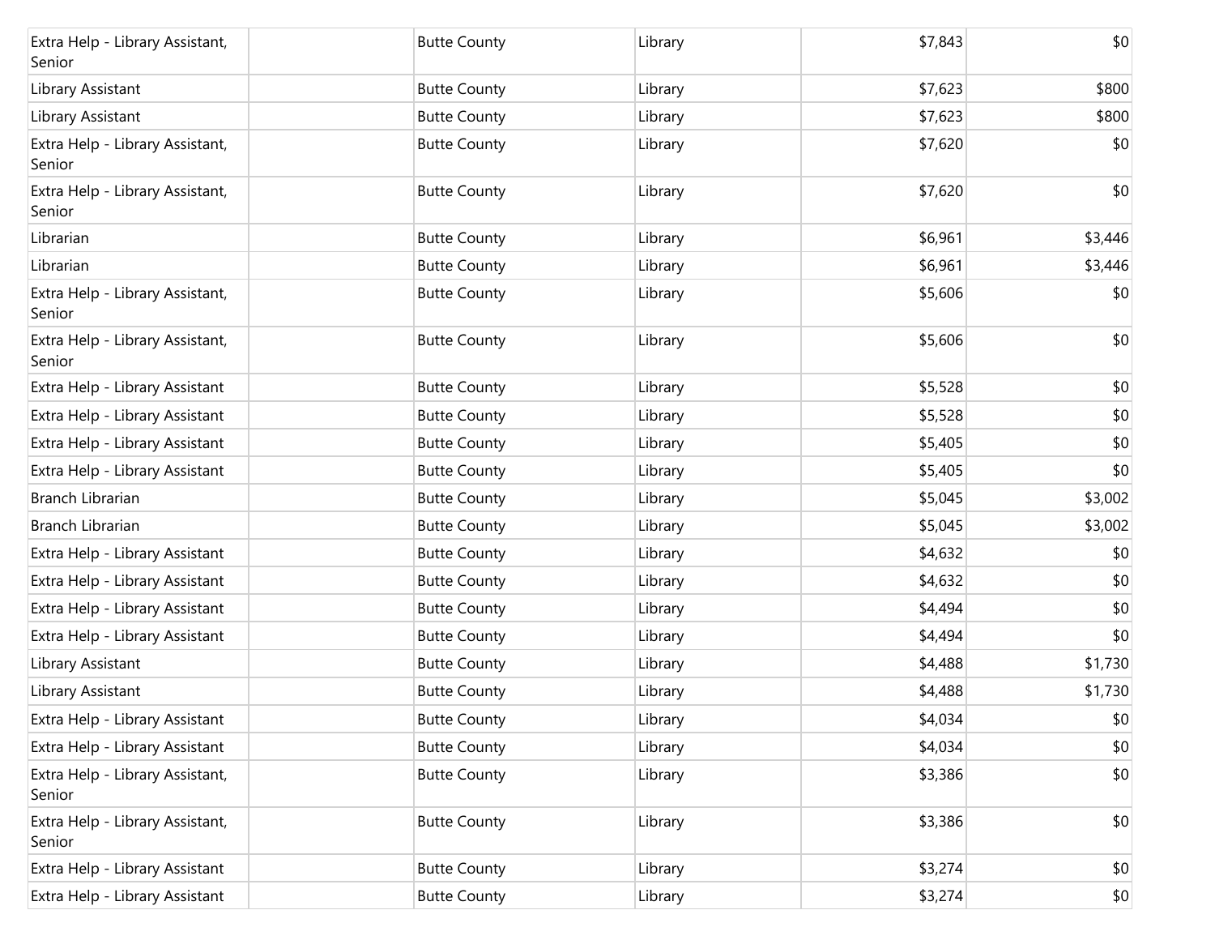| | | | | | |
|---|---|---|---|---|---|
| Extra Help - Library Assistant, Senior | | Butte County | Library | $7,843 | $0 |
| Library Assistant | | Butte County | Library | $7,623 | $800 |
| Library Assistant | | Butte County | Library | $7,623 | $800 |
| Extra Help - Library Assistant, Senior | | Butte County | Library | $7,620 | $0 |
| Extra Help - Library Assistant, Senior | | Butte County | Library | $7,620 | $0 |
| Librarian | | Butte County | Library | $6,961 | $3,446 |
| Librarian | | Butte County | Library | $6,961 | $3,446 |
| Extra Help - Library Assistant, Senior | | Butte County | Library | $5,606 | $0 |
| Extra Help - Library Assistant, Senior | | Butte County | Library | $5,606 | $0 |
| Extra Help - Library Assistant | | Butte County | Library | $5,528 | $0 |
| Extra Help - Library Assistant | | Butte County | Library | $5,528 | $0 |
| Extra Help - Library Assistant | | Butte County | Library | $5,405 | $0 |
| Extra Help - Library Assistant | | Butte County | Library | $5,405 | $0 |
| Branch Librarian | | Butte County | Library | $5,045 | $3,002 |
| Branch Librarian | | Butte County | Library | $5,045 | $3,002 |
| Extra Help - Library Assistant | | Butte County | Library | $4,632 | $0 |
| Extra Help - Library Assistant | | Butte County | Library | $4,632 | $0 |
| Extra Help - Library Assistant | | Butte County | Library | $4,494 | $0 |
| Extra Help - Library Assistant | | Butte County | Library | $4,494 | $0 |
| Library Assistant | | Butte County | Library | $4,488 | $1,730 |
| Library Assistant | | Butte County | Library | $4,488 | $1,730 |
| Extra Help - Library Assistant | | Butte County | Library | $4,034 | $0 |
| Extra Help - Library Assistant | | Butte County | Library | $4,034 | $0 |
| Extra Help - Library Assistant, Senior | | Butte County | Library | $3,386 | $0 |
| Extra Help - Library Assistant, Senior | | Butte County | Library | $3,386 | $0 |
| Extra Help - Library Assistant | | Butte County | Library | $3,274 | $0 |
| Extra Help - Library Assistant | | Butte County | Library | $3,274 | $0 |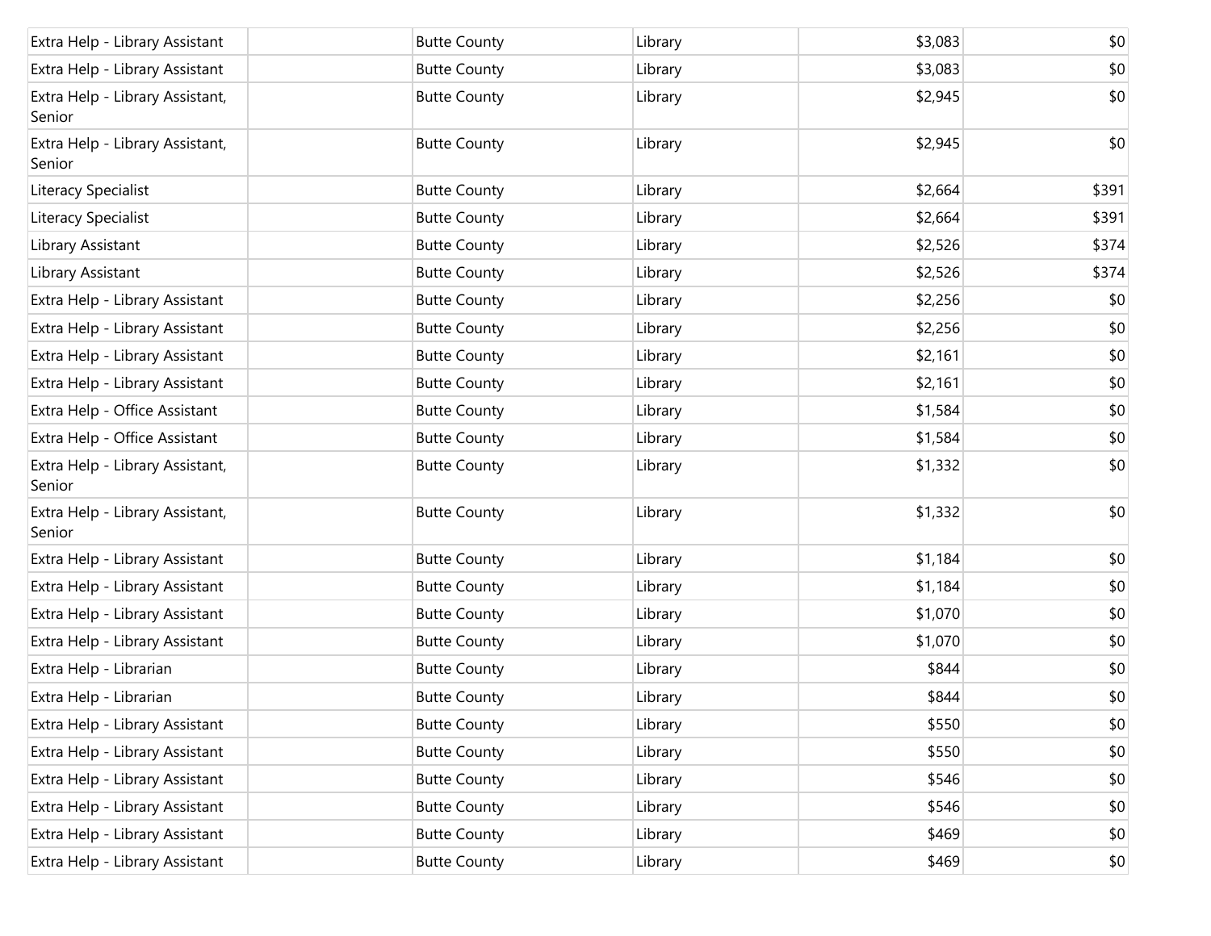| | | | | | |
|---|---|---|---|---|---|
| Extra Help - Library Assistant | | Butte County | Library | $3,083 | $0 |
| Extra Help - Library Assistant | | Butte County | Library | $3,083 | $0 |
| Extra Help - Library Assistant, Senior | | Butte County | Library | $2,945 | $0 |
| Extra Help - Library Assistant, Senior | | Butte County | Library | $2,945 | $0 |
| Literacy Specialist | | Butte County | Library | $2,664 | $391 |
| Literacy Specialist | | Butte County | Library | $2,664 | $391 |
| Library Assistant | | Butte County | Library | $2,526 | $374 |
| Library Assistant | | Butte County | Library | $2,526 | $374 |
| Extra Help - Library Assistant | | Butte County | Library | $2,256 | $0 |
| Extra Help - Library Assistant | | Butte County | Library | $2,256 | $0 |
| Extra Help - Library Assistant | | Butte County | Library | $2,161 | $0 |
| Extra Help - Library Assistant | | Butte County | Library | $2,161 | $0 |
| Extra Help - Office Assistant | | Butte County | Library | $1,584 | $0 |
| Extra Help - Office Assistant | | Butte County | Library | $1,584 | $0 |
| Extra Help - Library Assistant, Senior | | Butte County | Library | $1,332 | $0 |
| Extra Help - Library Assistant, Senior | | Butte County | Library | $1,332 | $0 |
| Extra Help - Library Assistant | | Butte County | Library | $1,184 | $0 |
| Extra Help - Library Assistant | | Butte County | Library | $1,184 | $0 |
| Extra Help - Library Assistant | | Butte County | Library | $1,070 | $0 |
| Extra Help - Library Assistant | | Butte County | Library | $1,070 | $0 |
| Extra Help - Librarian | | Butte County | Library | $844 | $0 |
| Extra Help - Librarian | | Butte County | Library | $844 | $0 |
| Extra Help - Library Assistant | | Butte County | Library | $550 | $0 |
| Extra Help - Library Assistant | | Butte County | Library | $550 | $0 |
| Extra Help - Library Assistant | | Butte County | Library | $546 | $0 |
| Extra Help - Library Assistant | | Butte County | Library | $546 | $0 |
| Extra Help - Library Assistant | | Butte County | Library | $469 | $0 |
| Extra Help - Library Assistant | | Butte County | Library | $469 | $0 |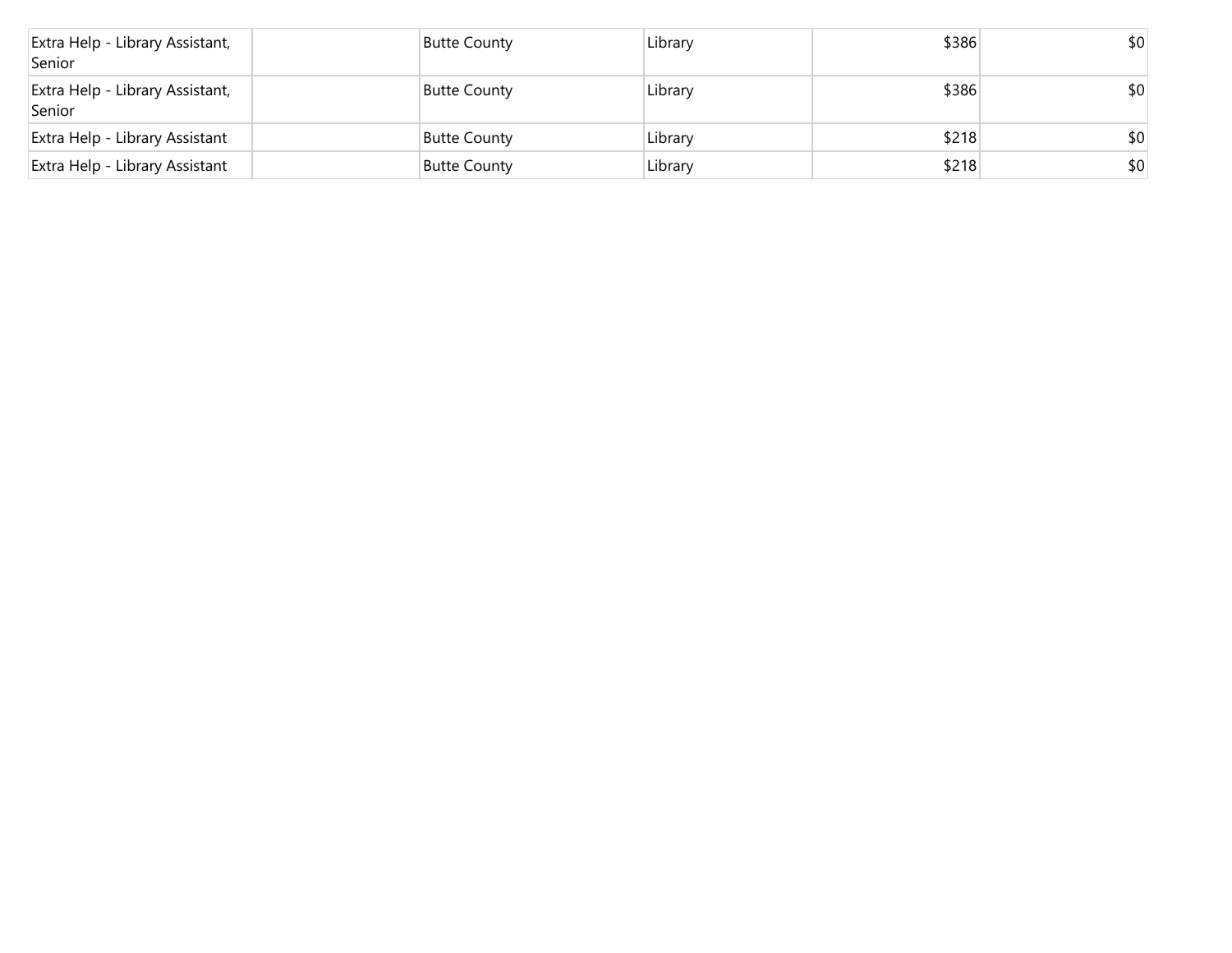| | | | | | |
|---|---|---|---|---|---|
| Extra Help - Library Assistant, Senior | | Butte County | Library | $386 | $0 |
| Extra Help - Library Assistant, Senior | | Butte County | Library | $386 | $0 |
| Extra Help - Library Assistant | | Butte County | Library | $218 | $0 |
| Extra Help - Library Assistant | | Butte County | Library | $218 | $0 |